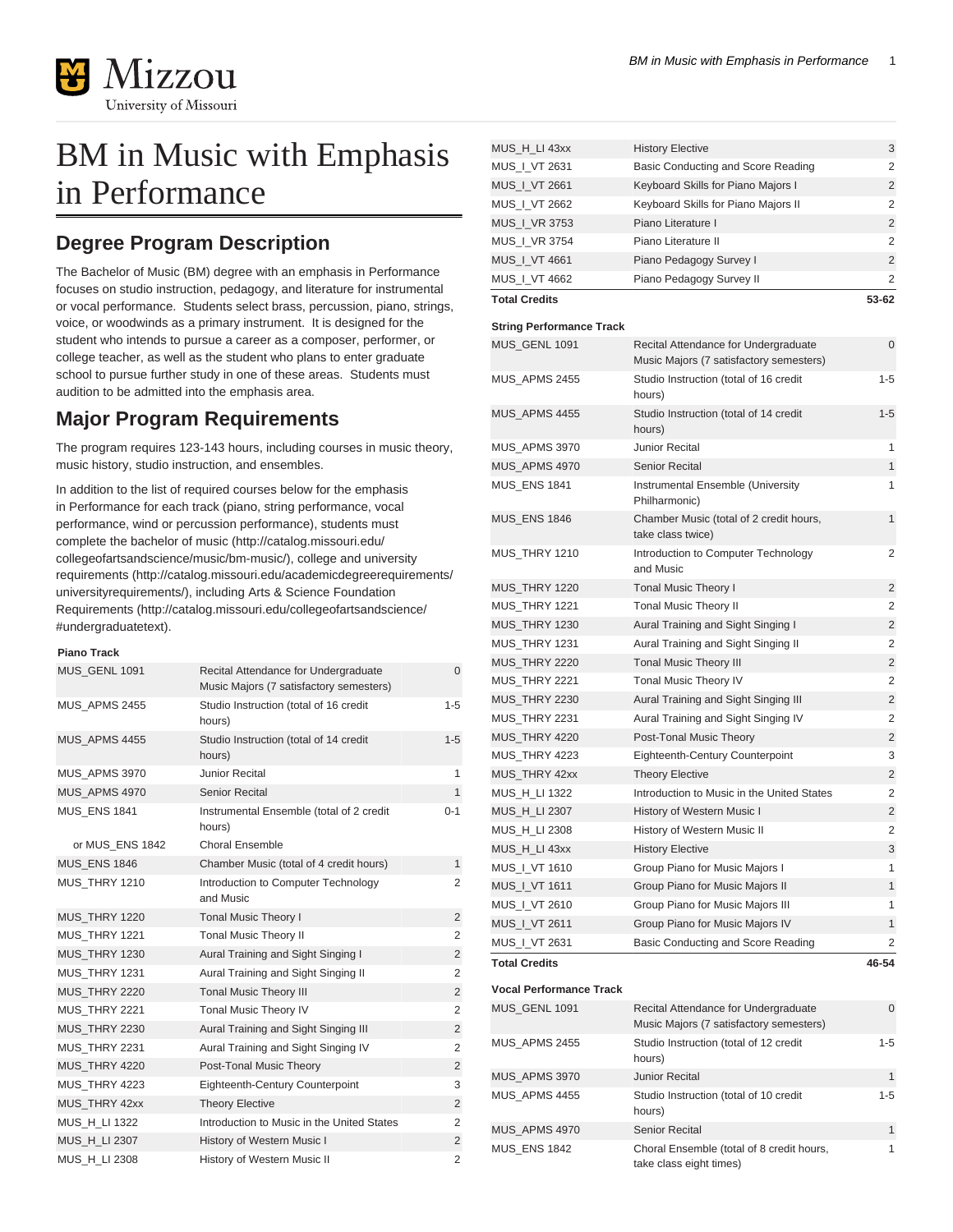# BM in Music with Emphasis in Performance

## Degree Program Description

The Bachelor of Music (BM) degree with an emphasis in Performance focuses on studio instruction, pedagogy, and literature for instrumental or vocal performance. Students select brass, percussion, piano, strings, voice, or woodwinds as a primary instrument. It is designed for the student who intends to pursue a career as a composer, performer, or college teacher, as well as the student who plans to enter graduate school to pursue further study in one of these areas. Students must audition to be admitted into the emphasis area.

## Major Program Requirements

The program requires 123-143 hours, including courses in music theory, music history, studio instruction, and ensembles.

In addition to the list of required courses below for the emphasis in Performance for each track (piano, string performance, vocal performance, wind or percussion performance), students must complete the bachelor of music (http://catalog.missouri.edu/collegeofartsandscience/music/bm-music/), college and university requirements (http://catalog.missouri.edu/academicdegreerequirements/universityrequirements/), including Arts & Science Foundation Requirements (http://catalog.missouri.edu/collegeofartsandscience/#undergraduatetext).

**Piano Track**

| | | |
|---|---|---|
| MUS_GENL 1091 | Recital Attendance for Undergraduate Music Majors (7 satisfactory semesters) | 0 |
| MUS_APMS 2455 | Studio Instruction (total of 16 credit hours) | 1-5 |
| MUS_APMS 4455 | Studio Instruction (total of 14 credit hours) | 1-5 |
| MUS_APMS 3970 | Junior Recital | 1 |
| MUS_APMS 4970 | Senior Recital | 1 |
| MUS_ENS 1841 | Instrumental Ensemble (total of 2 credit hours) | 0-1 |
| or MUS_ENS 1842 | Choral Ensemble | |
| MUS_ENS 1846 | Chamber Music (total of 4 credit hours) | 1 |
| MUS_THRY 1210 | Introduction to Computer Technology and Music | 2 |
| MUS_THRY 1220 | Tonal Music Theory I | 2 |
| MUS_THRY 1221 | Tonal Music Theory II | 2 |
| MUS_THRY 1230 | Aural Training and Sight Singing I | 2 |
| MUS_THRY 1231 | Aural Training and Sight Singing II | 2 |
| MUS_THRY 2220 | Tonal Music Theory III | 2 |
| MUS_THRY 2221 | Tonal Music Theory IV | 2 |
| MUS_THRY 2230 | Aural Training and Sight Singing III | 2 |
| MUS_THRY 2231 | Aural Training and Sight Singing IV | 2 |
| MUS_THRY 4220 | Post-Tonal Music Theory | 2 |
| MUS_THRY 4223 | Eighteenth-Century Counterpoint | 3 |
| MUS_THRY 42xx | Theory Elective | 2 |
| MUS_H_LI 1322 | Introduction to Music in the United States | 2 |
| MUS_H_LI 2307 | History of Western Music I | 2 |
| MUS_H_LI 2308 | History of Western Music II | 2 |
| MUS_H_LI 43xx | History Elective | 3 |
| MUS_I_VT 2631 | Basic Conducting and Score Reading | 2 |
| MUS_I_VT 2661 | Keyboard Skills for Piano Majors I | 2 |
| MUS_I_VT 2662 | Keyboard Skills for Piano Majors II | 2 |
| MUS_I_VR 3753 | Piano Literature I | 2 |
| MUS_I_VR 3754 | Piano Literature II | 2 |
| MUS_I_VT 4661 | Piano Pedagogy Survey I | 2 |
| MUS_I_VT 4662 | Piano Pedagogy Survey II | 2 |
| **Total Credits** | | **53-62** |

**String Performance Track**

| | | |
|---|---|---|
| MUS_GENL 1091 | Recital Attendance for Undergraduate Music Majors (7 satisfactory semesters) | 0 |
| MUS_APMS 2455 | Studio Instruction (total of 16 credit hours) | 1-5 |
| MUS_APMS 4455 | Studio Instruction (total of 14 credit hours) | 1-5 |
| MUS_APMS 3970 | Junior Recital | 1 |
| MUS_APMS 4970 | Senior Recital | 1 |
| MUS_ENS 1841 | Instrumental Ensemble (University Philharmonic) | 1 |
| MUS_ENS 1846 | Chamber Music (total of 2 credit hours, take class twice) | 1 |
| MUS_THRY 1210 | Introduction to Computer Technology and Music | 2 |
| MUS_THRY 1220 | Tonal Music Theory I | 2 |
| MUS_THRY 1221 | Tonal Music Theory II | 2 |
| MUS_THRY 1230 | Aural Training and Sight Singing I | 2 |
| MUS_THRY 1231 | Aural Training and Sight Singing II | 2 |
| MUS_THRY 2220 | Tonal Music Theory III | 2 |
| MUS_THRY 2221 | Tonal Music Theory IV | 2 |
| MUS_THRY 2230 | Aural Training and Sight Singing III | 2 |
| MUS_THRY 2231 | Aural Training and Sight Singing IV | 2 |
| MUS_THRY 4220 | Post-Tonal Music Theory | 2 |
| MUS_THRY 4223 | Eighteenth-Century Counterpoint | 3 |
| MUS_THRY 42xx | Theory Elective | 2 |
| MUS_H_LI 1322 | Introduction to Music in the United States | 2 |
| MUS_H_LI 2307 | History of Western Music I | 2 |
| MUS_H_LI 2308 | History of Western Music II | 2 |
| MUS_H_LI 43xx | History Elective | 3 |
| MUS_I_VT 1610 | Group Piano for Music Majors I | 1 |
| MUS_I_VT 1611 | Group Piano for Music Majors II | 1 |
| MUS_I_VT 2610 | Group Piano for Music Majors III | 1 |
| MUS_I_VT 2611 | Group Piano for Music Majors IV | 1 |
| MUS_I_VT 2631 | Basic Conducting and Score Reading | 2 |
| **Total Credits** | | **46-54** |

**Vocal Performance Track**

| | | |
|---|---|---|
| MUS_GENL 1091 | Recital Attendance for Undergraduate Music Majors (7 satisfactory semesters) | 0 |
| MUS_APMS 2455 | Studio Instruction (total of 12 credit hours) | 1-5 |
| MUS_APMS 3970 | Junior Recital | 1 |
| MUS_APMS 4455 | Studio Instruction (total of 10 credit hours) | 1-5 |
| MUS_APMS 4970 | Senior Recital | 1 |
| MUS_ENS 1842 | Choral Ensemble (total of 8 credit hours, take class eight times) | 1 |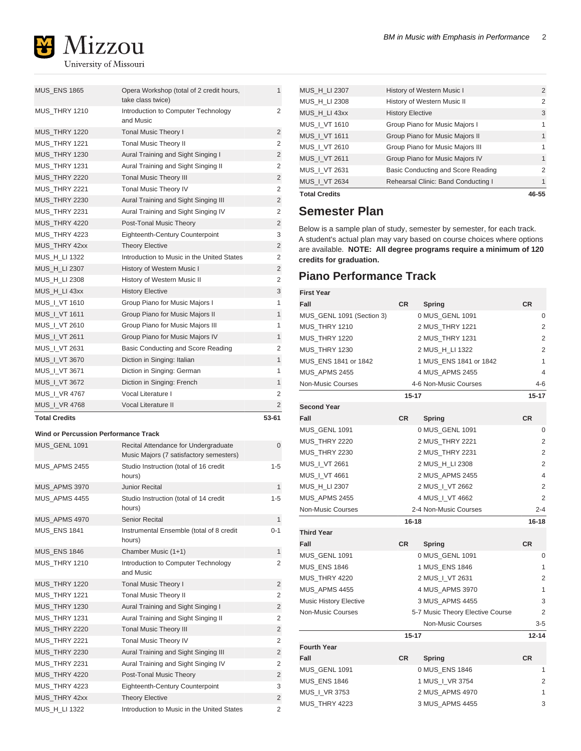| | | |
|---|---|---|
| MUS_ENS 1865 | Opera Workshop (total of 2 credit hours, take class twice) | 1 |
| MUS_THRY 1210 | Introduction to Computer Technology and Music | 2 |
| MUS_THRY 1220 | Tonal Music Theory I | 2 |
| MUS_THRY 1221 | Tonal Music Theory II | 2 |
| MUS_THRY 1230 | Aural Training and Sight Singing I | 2 |
| MUS_THRY 1231 | Aural Training and Sight Singing II | 2 |
| MUS_THRY 2220 | Tonal Music Theory III | 2 |
| MUS_THRY 2221 | Tonal Music Theory IV | 2 |
| MUS_THRY 2230 | Aural Training and Sight Singing III | 2 |
| MUS_THRY 2231 | Aural Training and Sight Singing IV | 2 |
| MUS_THRY 4220 | Post-Tonal Music Theory | 2 |
| MUS_THRY 4223 | Eighteenth-Century Counterpoint | 3 |
| MUS_THRY 42xx | Theory Elective | 2 |
| MUS_H_LI 1322 | Introduction to Music in the United States | 2 |
| MUS_H_LI 2307 | History of Western Music I | 2 |
| MUS_H_LI 2308 | History of Western Music II | 2 |
| MUS_H_LI 43xx | History Elective | 3 |
| MUS_I_VT 1610 | Group Piano for Music Majors I | 1 |
| MUS_I_VT 1611 | Group Piano for Music Majors II | 1 |
| MUS_I_VT 2610 | Group Piano for Music Majors III | 1 |
| MUS_I_VT 2611 | Group Piano for Music Majors IV | 1 |
| MUS_I_VT 2631 | Basic Conducting and Score Reading | 2 |
| MUS_I_VT 3670 | Diction in Singing: Italian | 1 |
| MUS_I_VT 3671 | Diction in Singing: German | 1 |
| MUS_I_VT 3672 | Diction in Singing: French | 1 |
| MUS_I_VR 4767 | Vocal Literature I | 2 |
| MUS_I_VR 4768 | Vocal Literature II | 2 |
| **Total Credits** | | **53-61** |

**Wind or Percussion Performance Track**

| | | |
|---|---|---|
| MUS_GENL 1091 | Recital Attendance for Undergraduate Music Majors (7 satisfactory semesters) | 0 |
| MUS_APMS 2455 | Studio Instruction (total of 16 credit hours) | 1-5 |
| MUS_APMS 3970 | Junior Recital | 1 |
| MUS_APMS 4455 | Studio Instruction (total of 14 credit hours) | 1-5 |
| MUS_APMS 4970 | Senior Recital | 1 |
| MUS_ENS 1841 | Instrumental Ensemble (total of 8 credit hours) | 0-1 |
| MUS_ENS 1846 | Chamber Music (1+1) | 1 |
| MUS_THRY 1210 | Introduction to Computer Technology and Music | 2 |
| MUS_THRY 1220 | Tonal Music Theory I | 2 |
| MUS_THRY 1221 | Tonal Music Theory II | 2 |
| MUS_THRY 1230 | Aural Training and Sight Singing I | 2 |
| MUS_THRY 1231 | Aural Training and Sight Singing II | 2 |
| MUS_THRY 2220 | Tonal Music Theory III | 2 |
| MUS_THRY 2221 | Tonal Music Theory IV | 2 |
| MUS_THRY 2230 | Aural Training and Sight Singing III | 2 |
| MUS_THRY 2231 | Aural Training and Sight Singing IV | 2 |
| MUS_THRY 4220 | Post-Tonal Music Theory | 2 |
| MUS_THRY 4223 | Eighteenth-Century Counterpoint | 3 |
| MUS_THRY 42xx | Theory Elective | 2 |
| MUS_H_LI 1322 | Introduction to Music in the United States | 2 |
| MUS_H_LI 2307 | History of Western Music I | 2 |
| MUS_H_LI 2308 | History of Western Music II | 2 |
| MUS_H_LI 43xx | History Elective | 3 |
| MUS_I_VT 1610 | Group Piano for Music Majors I | 1 |
| MUS_I_VT 1611 | Group Piano for Music Majors II | 1 |
| MUS_I_VT 2610 | Group Piano for Music Majors III | 1 |
| MUS_I_VT 2611 | Group Piano for Music Majors IV | 1 |
| MUS_I_VT 2631 | Basic Conducting and Score Reading | 2 |
| MUS_I_VT 2634 | Rehearsal Clinic: Band Conducting I | 1 |
| **Total Credits** | | **46-55** |

## Semester Plan

Below is a sample plan of study, semester by semester, for each track. A student's actual plan may vary based on course choices where options are available. **NOTE: All degree programs require a minimum of 120 credits for graduation.**

## Piano Performance Track

| First Year | | | |
|---|---|---|---|
| **Fall** | **CR** | **Spring** | **CR** |
| MUS_GENL 1091 (Section 3) | 0 | MUS_GENL 1091 | 0 |
| MUS_THRY 1210 | 2 | MUS_THRY 1221 | 2 |
| MUS_THRY 1220 | 2 | MUS_THRY 1231 | 2 |
| MUS_THRY 1230 | 2 | MUS_H_LI 1322 | 2 |
| MUS_ENS 1841 or 1842 | 1 | MUS_ENS 1841 or 1842 | 1 |
| MUS_APMS 2455 | 4 | MUS_APMS 2455 | 4 |
| Non-Music Courses | 4-6 | Non-Music Courses | 4-6 |
| | 15-17 | | 15-17 |
| **Second Year** | | | |
| **Fall** | **CR** | **Spring** | **CR** |
| MUS_GENL 1091 | 0 | MUS_GENL 1091 | 0 |
| MUS_THRY 2220 | 2 | MUS_THRY 2221 | 2 |
| MUS_THRY 2230 | 2 | MUS_THRY 2231 | 2 |
| MUS_I_VT 2661 | 2 | MUS_H_LI 2308 | 2 |
| MUS_I_VT 4661 | 2 | MUS_APMS 2455 | 4 |
| MUS_H_LI 2307 | 2 | MUS_I_VT 2662 | 2 |
| MUS_APMS 2455 | 4 | MUS_I_VT 4662 | 2 |
| Non-Music Courses | 2-4 | Non-Music Courses | 2-4 |
| | 16-18 | | 16-18 |
| **Third Year** | | | |
| **Fall** | **CR** | **Spring** | **CR** |
| MUS_GENL 1091 | 0 | MUS_GENL 1091 | 0 |
| MUS_ENS 1846 | 1 | MUS_ENS 1846 | 1 |
| MUS_THRY 4220 | 2 | MUS_I_VT 2631 | 2 |
| MUS_APMS 4455 | 4 | MUS_APMS 3970 | 1 |
| Music History Elective | 3 | MUS_APMS 4455 | 3 |
| Non-Music Courses | 5-7 | Music Theory Elective Course | 2 |
| | | Non-Music Courses | 3-5 |
| | 15-17 | | 12-14 |
| **Fourth Year** | | | |
| **Fall** | **CR** | **Spring** | **CR** |
| MUS_GENL 1091 | 0 | MUS_ENS 1846 | 1 |
| MUS_ENS 1846 | 1 | MUS_I_VR 3754 | 2 |
| MUS_I_VR 3753 | 2 | MUS_APMS 4970 | 1 |
| MUS_THRY 4223 | 3 | MUS_APMS 4455 | 3 |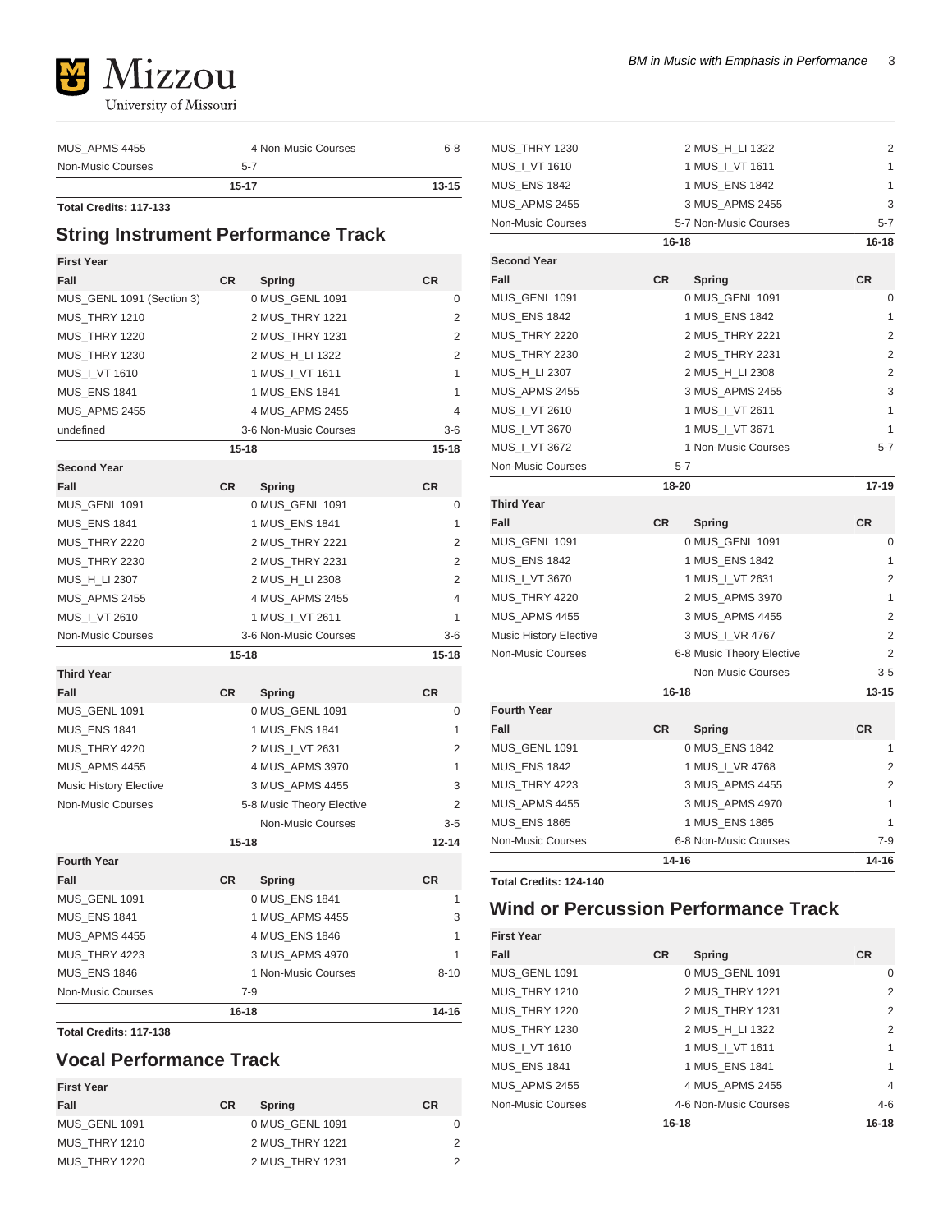| | | | |
|---|---|---|---|
| MUS_APMS 4455 | 4 | Non-Music Courses | 6-8 |
| Non-Music Courses | 5-7 | | |
| | 15-17 | | 13-15 |

**Total Credits: 117-133**

## String Instrument Performance Track

| First Year | | | |
|---|---|---|---|
| **Fall** | **CR** | **Spring** | **CR** |
| MUS_GENL 1091 (Section 3) | 0 | MUS_GENL 1091 | 0 |
| MUS_THRY 1210 | 2 | MUS_THRY 1221 | 2 |
| MUS_THRY 1220 | 2 | MUS_THRY 1231 | 2 |
| MUS_THRY 1230 | 2 | MUS_H_LI 1322 | 2 |
| MUS_I_VT 1610 | 1 | MUS_I_VT 1611 | 1 |
| MUS_ENS 1841 | 1 | MUS_ENS 1841 | 1 |
| MUS_APMS 2455 | 4 | MUS_APMS 2455 | 4 |
| undefined | 3-6 | Non-Music Courses | 3-6 |
| | 15-18 | | 15-18 |
| **Second Year** | | | |
| **Fall** | **CR** | **Spring** | **CR** |
| MUS_GENL 1091 | 0 | MUS_GENL 1091 | 0 |
| MUS_ENS 1841 | 1 | MUS_ENS 1841 | 1 |
| MUS_THRY 2220 | 2 | MUS_THRY 2221 | 2 |
| MUS_THRY 2230 | 2 | MUS_THRY 2231 | 2 |
| MUS_H_LI 2307 | 2 | MUS_H_LI 2308 | 2 |
| MUS_APMS 2455 | 4 | MUS_APMS 2455 | 4 |
| MUS_I_VT 2610 | 1 | MUS_I_VT 2611 | 1 |
| Non-Music Courses | 3-6 | Non-Music Courses | 3-6 |
| | 15-18 | | 15-18 |
| **Third Year** | | | |
| **Fall** | **CR** | **Spring** | **CR** |
| MUS_GENL 1091 | 0 | MUS_GENL 1091 | 0 |
| MUS_ENS 1841 | 1 | MUS_ENS 1841 | 1 |
| MUS_THRY 4220 | 2 | MUS_I_VT 2631 | 2 |
| MUS_APMS 4455 | 4 | MUS_APMS 3970 | 1 |
| Music History Elective | 3 | MUS_APMS 4455 | 3 |
| Non-Music Courses | 5-8 | Music Theory Elective | 2 |
| | | Non-Music Courses | 3-5 |
| | 15-18 | | 12-14 |
| **Fourth Year** | | | |
| **Fall** | **CR** | **Spring** | **CR** |
| MUS_GENL 1091 | 0 | MUS_ENS 1841 | 1 |
| MUS_ENS 1841 | 1 | MUS_APMS 4455 | 3 |
| MUS_APMS 4455 | 4 | MUS_ENS 1846 | 1 |
| MUS_THRY 4223 | 3 | MUS_APMS 4970 | 1 |
| MUS_ENS 1846 | 1 | Non-Music Courses | 8-10 |
| Non-Music Courses | 7-9 | | |
| | 16-18 | | 14-16 |

**Total Credits: 117-138**

## Vocal Performance Track

| First Year | | | |
|---|---|---|---|
| **Fall** | **CR** | **Spring** | **CR** |
| MUS_GENL 1091 | 0 | MUS_GENL 1091 | 0 |
| MUS_THRY 1210 | 2 | MUS_THRY 1221 | 2 |
| MUS_THRY 1220 | 2 | MUS_THRY 1231 | 2 |
| MUS_THRY 1230 | 2 | MUS_H_LI 1322 | 2 |
| MUS_I_VT 1610 | 1 | MUS_I_VT 1611 | 1 |
| MUS_ENS 1842 | 1 | MUS_ENS 1842 | 1 |
| MUS_APMS 2455 | 3 | MUS_APMS 2455 | 3 |
| Non-Music Courses | 5-7 | Non-Music Courses | 5-7 |
| | 16-18 | | 16-18 |
| **Second Year** | | | |
| **Fall** | **CR** | **Spring** | **CR** |
| MUS_GENL 1091 | 0 | MUS_GENL 1091 | 0 |
| MUS_ENS 1842 | 1 | MUS_ENS 1842 | 1 |
| MUS_THRY 2220 | 2 | MUS_THRY 2221 | 2 |
| MUS_THRY 2230 | 2 | MUS_THRY 2231 | 2 |
| MUS_H_LI 2307 | 2 | MUS_H_LI 2308 | 2 |
| MUS_APMS 2455 | 3 | MUS_APMS 2455 | 3 |
| MUS_I_VT 2610 | 1 | MUS_I_VT 2611 | 1 |
| MUS_I_VT 3670 | 1 | MUS_I_VT 3671 | 1 |
| MUS_I_VT 3672 | 1 | Non-Music Courses | 5-7 |
| Non-Music Courses | 5-7 | | |
| | 18-20 | | 17-19 |
| **Third Year** | | | |
| **Fall** | **CR** | **Spring** | **CR** |
| MUS_GENL 1091 | 0 | MUS_GENL 1091 | 0 |
| MUS_ENS 1842 | 1 | MUS_ENS 1842 | 1 |
| MUS_I_VT 3670 | 1 | MUS_I_VT 2631 | 2 |
| MUS_THRY 4220 | 2 | MUS_APMS 3970 | 1 |
| MUS_APMS 4455 | 3 | MUS_APMS 4455 | 2 |
| Music History Elective | 3 | MUS_I_VR 4767 | 2 |
| Non-Music Courses | 6-8 | Music Theory Elective | 2 |
| | | Non-Music Courses | 3-5 |
| | 16-18 | | 13-15 |
| **Fourth Year** | | | |
| **Fall** | **CR** | **Spring** | **CR** |
| MUS_GENL 1091 | 0 | MUS_ENS 1842 | 1 |
| MUS_ENS 1842 | 1 | MUS_I_VR 4768 | 2 |
| MUS_THRY 4223 | 3 | MUS_APMS 4455 | 2 |
| MUS_APMS 4455 | 3 | MUS_APMS 4970 | 1 |
| MUS_ENS 1865 | 1 | MUS_ENS 1865 | 1 |
| Non-Music Courses | 6-8 | Non-Music Courses | 7-9 |
| | 14-16 | | 14-16 |

**Total Credits: 124-140**

## Wind or Percussion Performance Track

| First Year | | | |
|---|---|---|---|
| **Fall** | **CR** | **Spring** | **CR** |
| MUS_GENL 1091 | 0 | MUS_GENL 1091 | 0 |
| MUS_THRY 1210 | 2 | MUS_THRY 1221 | 2 |
| MUS_THRY 1220 | 2 | MUS_THRY 1231 | 2 |
| MUS_THRY 1230 | 2 | MUS_H_LI 1322 | 2 |
| MUS_I_VT 1610 | 1 | MUS_I_VT 1611 | 1 |
| MUS_ENS 1841 | 1 | MUS_ENS 1841 | 1 |
| MUS_APMS 2455 | 4 | MUS_APMS 2455 | 4 |
| Non-Music Courses | 4-6 | Non-Music Courses | 4-6 |
| | 16-18 | | 16-18 |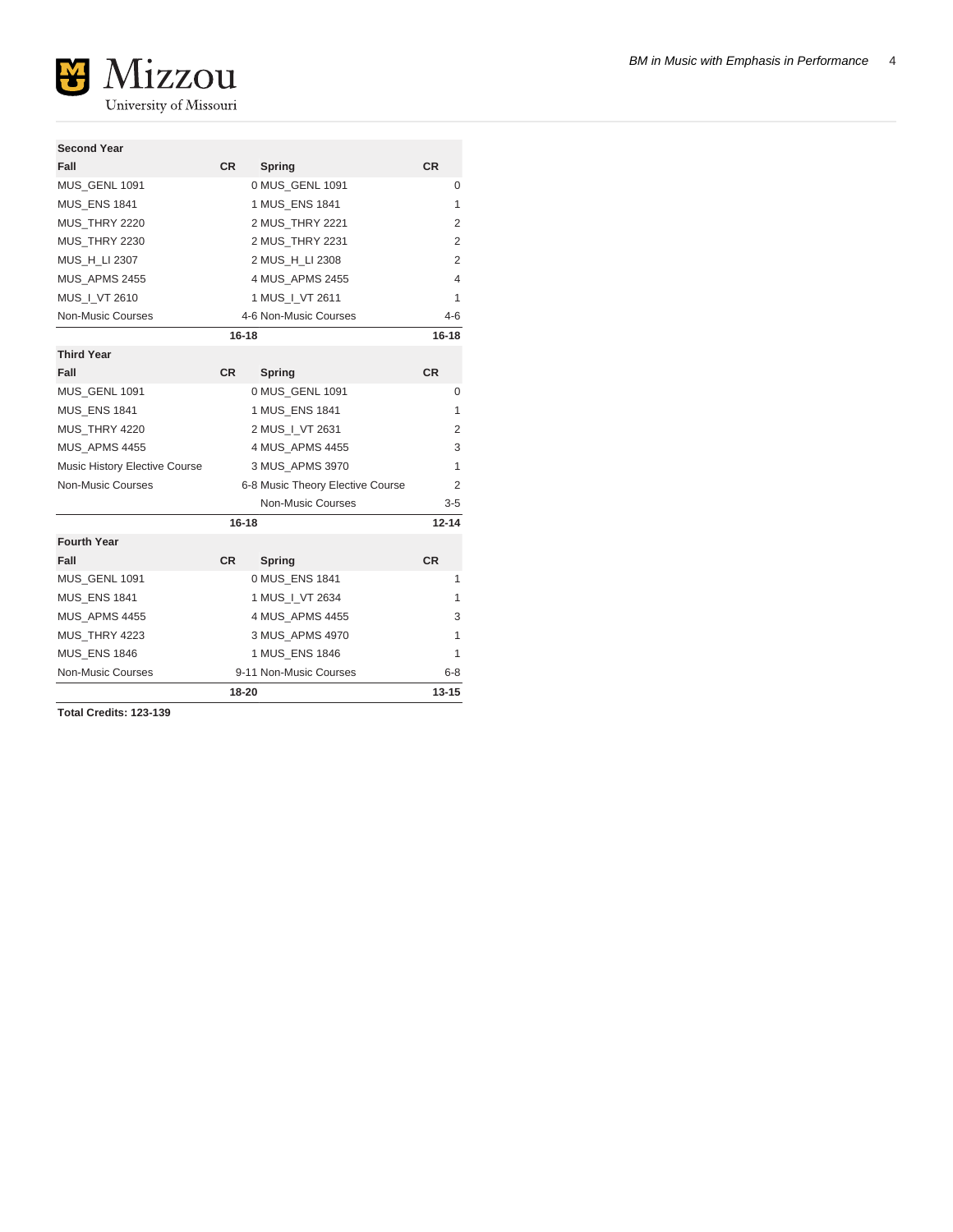| Second Year | | | |
| --- | --- | --- | --- |
| **Fall** | **CR** | **Spring** | **CR** |
| MUS_GENL 1091 | 0 | MUS_GENL 1091 | 0 |
| MUS_ENS 1841 | 1 | MUS_ENS 1841 | 1 |
| MUS_THRY 2220 | 2 | MUS_THRY 2221 | 2 |
| MUS_THRY 2230 | 2 | MUS_THRY 2231 | 2 |
| MUS_H_LI 2307 | 2 | MUS_H_LI 2308 | 2 |
| MUS_APMS 2455 | 4 | MUS_APMS 2455 | 4 |
| MUS_I_VT 2610 | 1 | MUS_I_VT 2611 | 1 |
| Non-Music Courses | 4-6 | Non-Music Courses | 4-6 |
| | **16-18** | | **16-18** |
| **Third Year** | | | |
| **Fall** | **CR** | **Spring** | **CR** |
| MUS_GENL 1091 | 0 | MUS_GENL 1091 | 0 |
| MUS_ENS 1841 | 1 | MUS_ENS 1841 | 1 |
| MUS_THRY 4220 | 2 | MUS_I_VT 2631 | 2 |
| MUS_APMS 4455 | 4 | MUS_APMS 4455 | 3 |
| Music History Elective Course | 3 | MUS_APMS 3970 | 1 |
| Non-Music Courses | 6-8 | Music Theory Elective Course | 2 |
| | | Non-Music Courses | 3-5 |
| | **16-18** | | **12-14** |
| **Fourth Year** | | | |
| **Fall** | **CR** | **Spring** | **CR** |
| MUS_GENL 1091 | 0 | MUS_ENS 1841 | 1 |
| MUS_ENS 1841 | 1 | MUS_I_VT 2634 | 1 |
| MUS_APMS 4455 | 4 | MUS_APMS 4455 | 3 |
| MUS_THRY 4223 | 3 | MUS_APMS 4970 | 1 |
| MUS_ENS 1846 | 1 | MUS_ENS 1846 | 1 |
| Non-Music Courses | 9-11 | Non-Music Courses | 6-8 |
| | **18-20** | | **13-15** |

**Total Credits: 123-139**